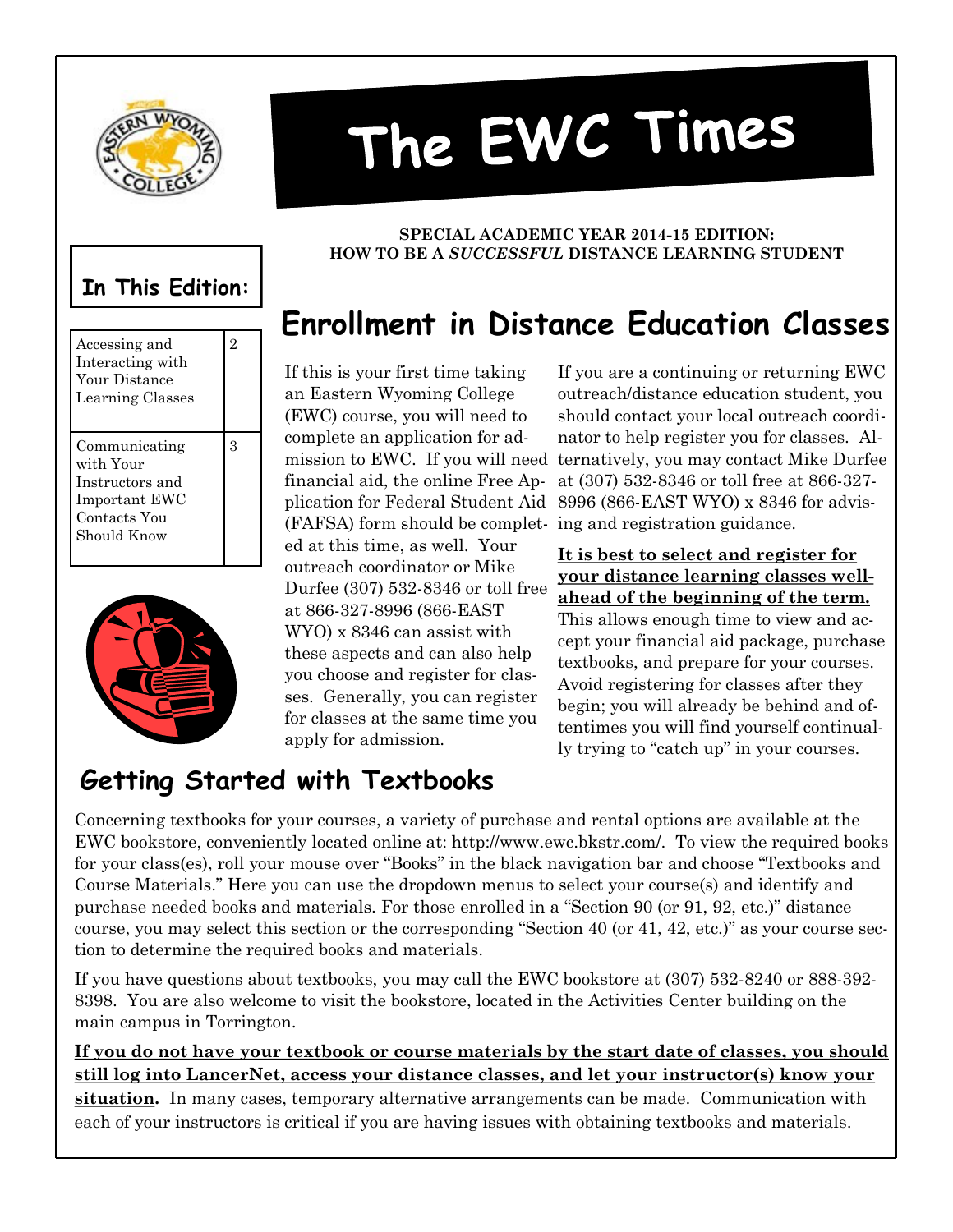# The EWC Times

**SPECIAL ACADEMIC YEAR 2014-15 EDITION:**
**HOW TO BE A *SUCCESSFUL* DISTANCE LEARNING STUDENT**

### In This Edition:

| | |
|---|---|
| Accessing and Interacting with Your Distance Learning Classes | 2 |
| Communicating with Your Instructors and Important EWC Contacts You Should Know | 3 |

## Enrollment in Distance Education Classes

If this is your first time taking an Eastern Wyoming College (EWC) course, you will need to complete an application for admission to EWC. If you will need financial aid, the online Free Application for Federal Student Aid (FAFSA) form should be completed at this time, as well. Your outreach coordinator or Mike Durfee (307) 532-8346 or toll free at 866-327-8996 (866-EAST WYO) x 8346 can assist with these aspects and can also help you choose and register for classes. Generally, you can register for classes at the same time you apply for admission.

If you are a continuing or returning EWC outreach/distance education student, you should contact your local outreach coordinator to help register you for classes. Alternatively, you may contact Mike Durfee at (307) 532-8346 or toll free at 866-327-8996 (866-EAST WYO) x 8346 for advising and registration guidance.

**It is best to select and register for your distance learning classes well-ahead of the beginning of the term.** This allows enough time to view and accept your financial aid package, purchase textbooks, and prepare for your courses. Avoid registering for classes after they begin; you will already be behind and oftentimes you will find yourself continually trying to "catch up" in your courses.

## Getting Started with Textbooks

Concerning textbooks for your courses, a variety of purchase and rental options are available at the EWC bookstore, conveniently located online at: http://www.ewc.bkstr.com/. To view the required books for your class(es), roll your mouse over "Books" in the black navigation bar and choose "Textbooks and Course Materials." Here you can use the dropdown menus to select your course(s) and identify and purchase needed books and materials. For those enrolled in a "Section 90 (or 91, 92, etc.)" distance course, you may select this section or the corresponding "Section 40 (or 41, 42, etc.)" as your course section to determine the required books and materials.

If you have questions about textbooks, you may call the EWC bookstore at (307) 532-8240 or 888-392-8398. You are also welcome to visit the bookstore, located in the Activities Center building on the main campus in Torrington.

**If you do not have your textbook or course materials by the start date of classes, you should still log into LancerNet, access your distance classes, and let your instructor(s) know your situation.** In many cases, temporary alternative arrangements can be made. Communication with each of your instructors is critical if you are having issues with obtaining textbooks and materials.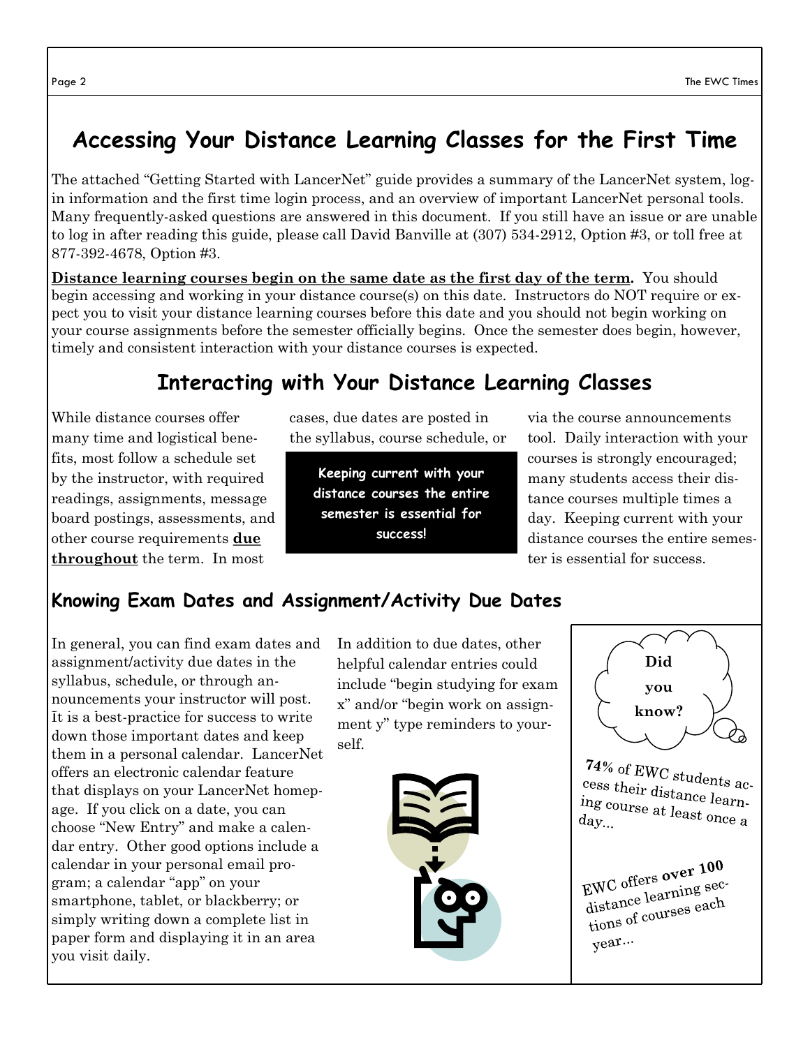# Accessing Your Distance Learning Classes for the First Time

The attached "Getting Started with LancerNet" guide provides a summary of the LancerNet system, login information and the first time login process, and an overview of important LancerNet personal tools. Many frequently-asked questions are answered in this document. If you still have an issue or are unable to log in after reading this guide, please call David Banville at (307) 534-2912, Option #3, or toll free at 877-392-4678, Option #3.

**Distance learning courses begin on the same date as the first day of the term.** You should begin accessing and working in your distance course(s) on this date. Instructors do NOT require or expect you to visit your distance learning courses before this date and you should not begin working on your course assignments before the semester officially begins. Once the semester does begin, however, timely and consistent interaction with your distance courses is expected.

# Interacting with Your Distance Learning Classes

While distance courses offer many time and logistical benefits, most follow a schedule set by the instructor, with required readings, assignments, message board postings, assessments, and other course requirements **due throughout** the term. In most cases, due dates are posted in the syllabus, course schedule, or via the course announcements tool. Daily interaction with your courses is strongly encouraged; many students access their distance courses multiple times a day. Keeping current with your distance courses the entire semester is essential for success.

**Keeping current with your distance courses the entire semester is essential for success!**

## Knowing Exam Dates and Assignment/Activity Due Dates

In general, you can find exam dates and assignment/activity due dates in the syllabus, schedule, or through announcements your instructor will post. It is a best-practice for success to write down those important dates and keep them in a personal calendar. LancerNet offers an electronic calendar feature that displays on your LancerNet homepage. If you click on a date, you can choose "New Entry" and make a calendar entry. Other good options include a calendar in your personal email program; a calendar "app" on your smartphone, tablet, or blackberry; or simply writing down a complete list in paper form and displaying it in an area you visit daily.

In addition to due dates, other helpful calendar entries could include "begin studying for exam x" and/or "begin work on assignment y" type reminders to yourself.

**Did you know?**

**74%** of EWC students access their distance learning course at least once a day...

EWC offers **over 100** distance learning sections of courses each year...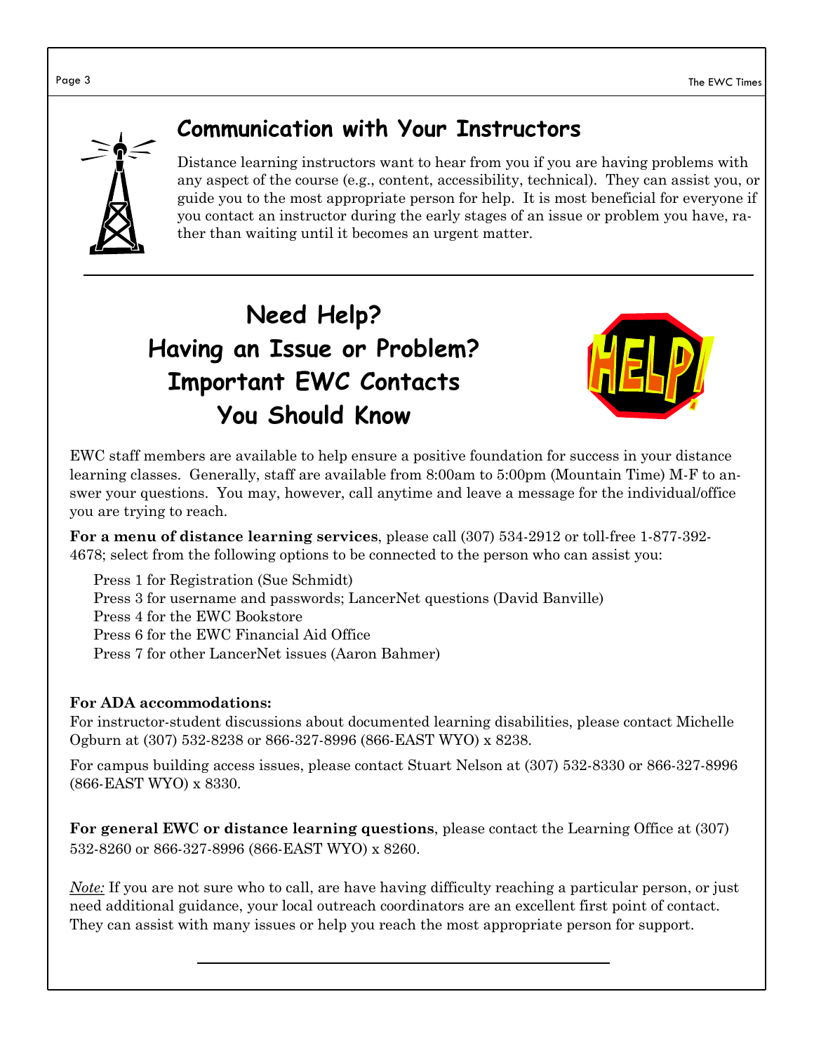## Communication with Your Instructors

Distance learning instructors want to hear from you if you are having problems with any aspect of the course (e.g., content, accessibility, technical). They can assist you, or guide you to the most appropriate person for help. It is most beneficial for everyone if you contact an instructor during the early stages of an issue or problem you have, rather than waiting until it becomes an urgent matter.

## Need Help? Having an Issue or Problem? Important EWC Contacts You Should Know

EWC staff members are available to help ensure a positive foundation for success in your distance learning classes. Generally, staff are available from 8:00am to 5:00pm (Mountain Time) M-F to answer your questions. You may, however, call anytime and leave a message for the individual/office you are trying to reach.

**For a menu of distance learning services**, please call (307) 534-2912 or toll-free 1-877-392-4678; select from the following options to be connected to the person who can assist you:

- Press 1 for Registration (Sue Schmidt)
- Press 3 for username and passwords; LancerNet questions (David Banville)
- Press 4 for the EWC Bookstore
- Press 6 for the EWC Financial Aid Office
- Press 7 for other LancerNet issues (Aaron Bahmer)

**For ADA accommodations:**

For instructor-student discussions about documented learning disabilities, please contact Michelle Ogburn at (307) 532-8238 or 866-327-8996 (866-EAST WYO) x 8238.

For campus building access issues, please contact Stuart Nelson at (307) 532-8330 or 866-327-8996 (866-EAST WYO) x 8330.

**For general EWC or distance learning questions**, please contact the Learning Office at (307) 532-8260 or 866-327-8996 (866-EAST WYO) x 8260.

*Note:* If you are not sure who to call, are have having difficulty reaching a particular person, or just need additional guidance, your local outreach coordinators are an excellent first point of contact. They can assist with many issues or help you reach the most appropriate person for support.